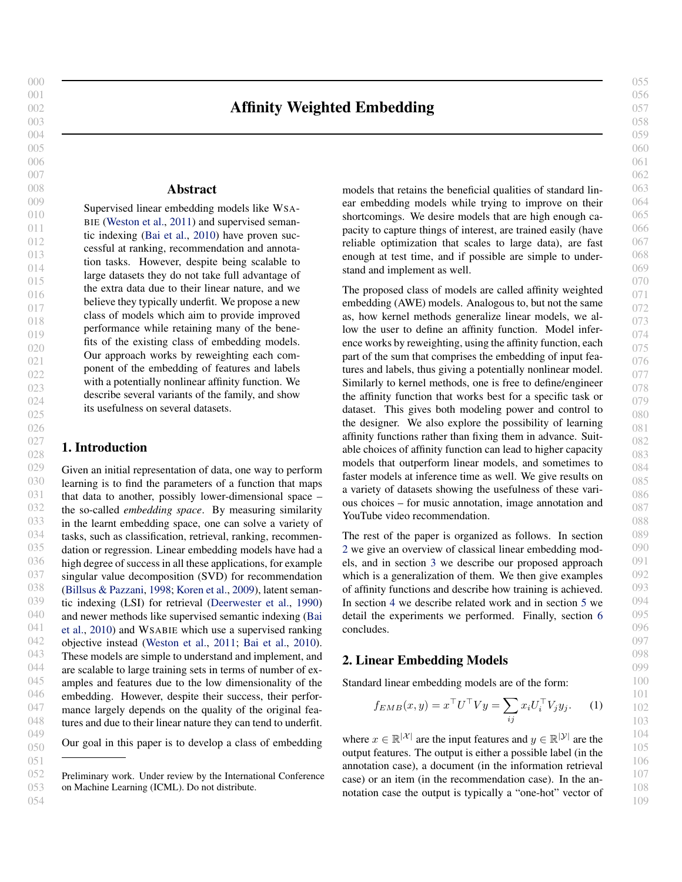# Affinity Weighted Embedding

## Abstract

Supervised linear embedding models like WSABIE (Weston et al., 2011) and supervised semantic indexing (Bai et al., 2010) have proven successful at ranking, recommendation and annotation tasks. However, despite being scalable to large datasets they do not take full advantage of the extra data due to their linear nature, and we believe they typically underfit. We propose a new class of models which aim to provide improved performance while retaining many of the benefits of the existing class of embedding models. Our approach works by reweighting each component of the embedding of features and labels with a potentially nonlinear affinity function. We describe several variants of the family, and show its usefulness on several datasets.

## 1. Introduction

Given an initial representation of data, one way to perform learning is to find the parameters of a function that maps that data to another, possibly lower-dimensional space – the so-called *embedding space*. By measuring similarity in the learnt embedding space, one can solve a variety of tasks, such as classification, retrieval, ranking, recommendation or regression. Linear embedding models have had a high degree of success in all these applications, for example singular value decomposition (SVD) for recommendation (Billsus & Pazzani, 1998; Koren et al., 2009), latent semantic indexing (LSI) for retrieval (Deerwester et al., 1990) and newer methods like supervised semantic indexing (Bai et al., 2010) and WSABIE which use a supervised ranking objective instead (Weston et al., 2011; Bai et al., 2010). These models are simple to understand and implement, and are scalable to large training sets in terms of number of examples and features due to the low dimensionality of the embedding. However, despite their success, their performance largely depends on the quality of the original features and due to their linear nature they can tend to underfit.

Our goal in this paper is to develop a class of embedding models that retains the beneficial qualities of standard linear embedding models while trying to improve on their shortcomings. We desire models that are high enough capacity to capture things of interest, are trained easily (have reliable optimization that scales to large data), are fast enough at test time, and if possible are simple to understand and implement as well.

The proposed class of models are called affinity weighted embedding (AWE) models. Analogous to, but not the same as, how kernel methods generalize linear models, we allow the user to define an affinity function. Model inference works by reweighting, using the affinity function, each part of the sum that comprises the embedding of input features and labels, thus giving a potentially nonlinear model. Similarly to kernel methods, one is free to define/engineer the affinity function that works best for a specific task or dataset. This gives both modeling power and control to the designer. We also explore the possibility of learning affinity functions rather than fixing them in advance. Suitable choices of affinity function can lead to higher capacity models that outperform linear models, and sometimes to faster models at inference time as well. We give results on a variety of datasets showing the usefulness of these various choices – for music annotation, image annotation and YouTube video recommendation.

The rest of the paper is organized as follows. In section 2 we give an overview of classical linear embedding models, and in section 3 we describe our proposed approach which is a generalization of them. We then give examples of affinity functions and describe how training is achieved. In section 4 we describe related work and in section 5 we detail the experiments we performed. Finally, section 6 concludes.

## 2. Linear Embedding Models

Standard linear embedding models are of the form:

$$f_{EMB}(x, y) = x^\top U^\top V y = \sum_{ij} x_i U_i^\top V_j y_j. \quad (1)$$

where $x \in \mathbb{R}^{|\mathcal{X}|}$ are the input features and $y \in \mathbb{R}^{|\mathcal{Y}|}$ are the output features. The output is either a possible label (in the annotation case), a document (in the information retrieval case) or an item (in the recommendation case). In the annotation case the output is typically a "one-hot" vector of

Preliminary work. Under review by the International Conference on Machine Learning (ICML). Do not distribute.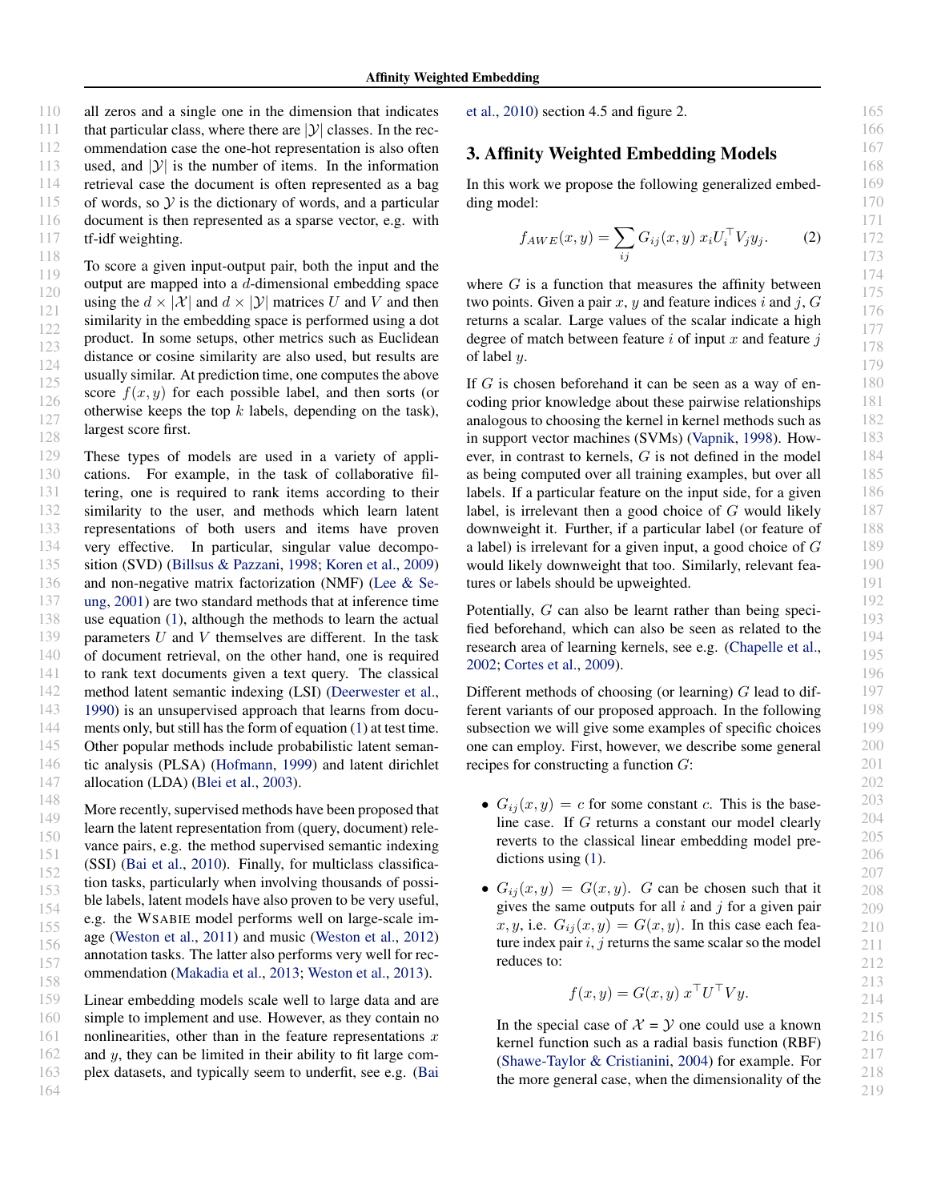all zeros and a single one in the dimension that indicates that particular class, where there are $|\mathcal{Y}|$ classes. In the recommendation case the one-hot representation is also often used, and $|\mathcal{Y}|$ is the number of items. In the information retrieval case the document is often represented as a bag of words, so $\mathcal{Y}$ is the dictionary of words, and a particular document is then represented as a sparse vector, e.g. with tf-idf weighting.

To score a given input-output pair, both the input and the output are mapped into a $d$-dimensional embedding space using the $d \times |\mathcal{X}|$ and $d \times |\mathcal{Y}|$ matrices $U$ and $V$ and then similarity in the embedding space is performed using a dot product. In some setups, other metrics such as Euclidean distance or cosine similarity are also used, but results are usually similar. At prediction time, one computes the above score $f(x, y)$ for each possible label, and then sorts (or otherwise keeps the top $k$ labels, depending on the task), largest score first.

These types of models are used in a variety of applications. For example, in the task of collaborative filtering, one is required to rank items according to their similarity to the user, and methods which learn latent representations of both users and items have proven very effective. In particular, singular value decomposition (SVD) (Billsus & Pazzani, 1998; Koren et al., 2009) and non-negative matrix factorization (NMF) (Lee & Seung, 2001) are two standard methods that at inference time use equation (1), although the methods to learn the actual parameters $U$ and $V$ themselves are different. In the task of document retrieval, on the other hand, one is required to rank text documents given a text query. The classical method latent semantic indexing (LSI) (Deerwester et al., 1990) is an unsupervised approach that learns from documents only, but still has the form of equation (1) at test time. Other popular methods include probabilistic latent semantic analysis (PLSA) (Hofmann, 1999) and latent dirichlet allocation (LDA) (Blei et al., 2003).

More recently, supervised methods have been proposed that learn the latent representation from (query, document) relevance pairs, e.g. the method supervised semantic indexing (SSI) (Bai et al., 2010). Finally, for multiclass classification tasks, particularly when involving thousands of possible labels, latent models have also proven to be very useful, e.g. the WSABIE model performs well on large-scale image (Weston et al., 2011) and music (Weston et al., 2012) annotation tasks. The latter also performs very well for recommendation (Makadia et al., 2013; Weston et al., 2013).

Linear embedding models scale well to large data and are simple to implement and use. However, as they contain no nonlinearities, other than in the feature representations $x$ and $y$, they can be limited in their ability to fit large complex datasets, and typically seem to underfit, see e.g. (Bai et al., 2010) section 4.5 and figure 2.

## 3. Affinity Weighted Embedding Models

In this work we propose the following generalized embedding model:

$$f_{AWE}(x, y) = \sum_{ij} G_{ij}(x, y) \, x_i U_i^\top V_j y_j. \qquad (2)$$

where $G$ is a function that measures the affinity between two points. Given a pair $x, y$ and feature indices $i$ and $j$, $G$ returns a scalar. Large values of the scalar indicate a high degree of match between feature $i$ of input $x$ and feature $j$ of label $y$.

If $G$ is chosen beforehand it can be seen as a way of encoding prior knowledge about these pairwise relationships analogous to choosing the kernel in kernel methods such as in support vector machines (SVMs) (Vapnik, 1998). However, in contrast to kernels, $G$ is not defined in the model as being computed over all training examples, but over all labels. If a particular feature on the input side, for a given label, is irrelevant then a good choice of $G$ would likely downweight it. Further, if a particular label (or feature of a label) is irrelevant for a given input, a good choice of $G$ would likely downweight that too. Similarly, relevant features or labels should be upweighted.

Potentially, $G$ can also be learnt rather than being specified beforehand, which can also be seen as related to the research area of learning kernels, see e.g. (Chapelle et al., 2002; Cortes et al., 2009).

Different methods of choosing (or learning) $G$ lead to different variants of our proposed approach. In the following subsection we will give some examples of specific choices one can employ. First, however, we describe some general recipes for constructing a function $G$:

- $G_{ij}(x, y) = c$ for some constant $c$. This is the baseline case. If $G$ returns a constant our model clearly reverts to the classical linear embedding model predictions using (1).

- $G_{ij}(x, y) = G(x, y)$. $G$ can be chosen such that it gives the same outputs for all $i$ and $j$ for a given pair $x, y$, i.e. $G_{ij}(x, y) = G(x, y)$. In this case each feature index pair $i, j$ returns the same scalar so the model reduces to:

$$f(x, y) = G(x, y) \, x^\top U^\top V y.$$

  In the special case of $\mathcal{X} = \mathcal{Y}$ one could use a known kernel function such as a radial basis function (RBF) (Shawe-Taylor & Cristianini, 2004) for example. For the more general case, when the dimensionality of the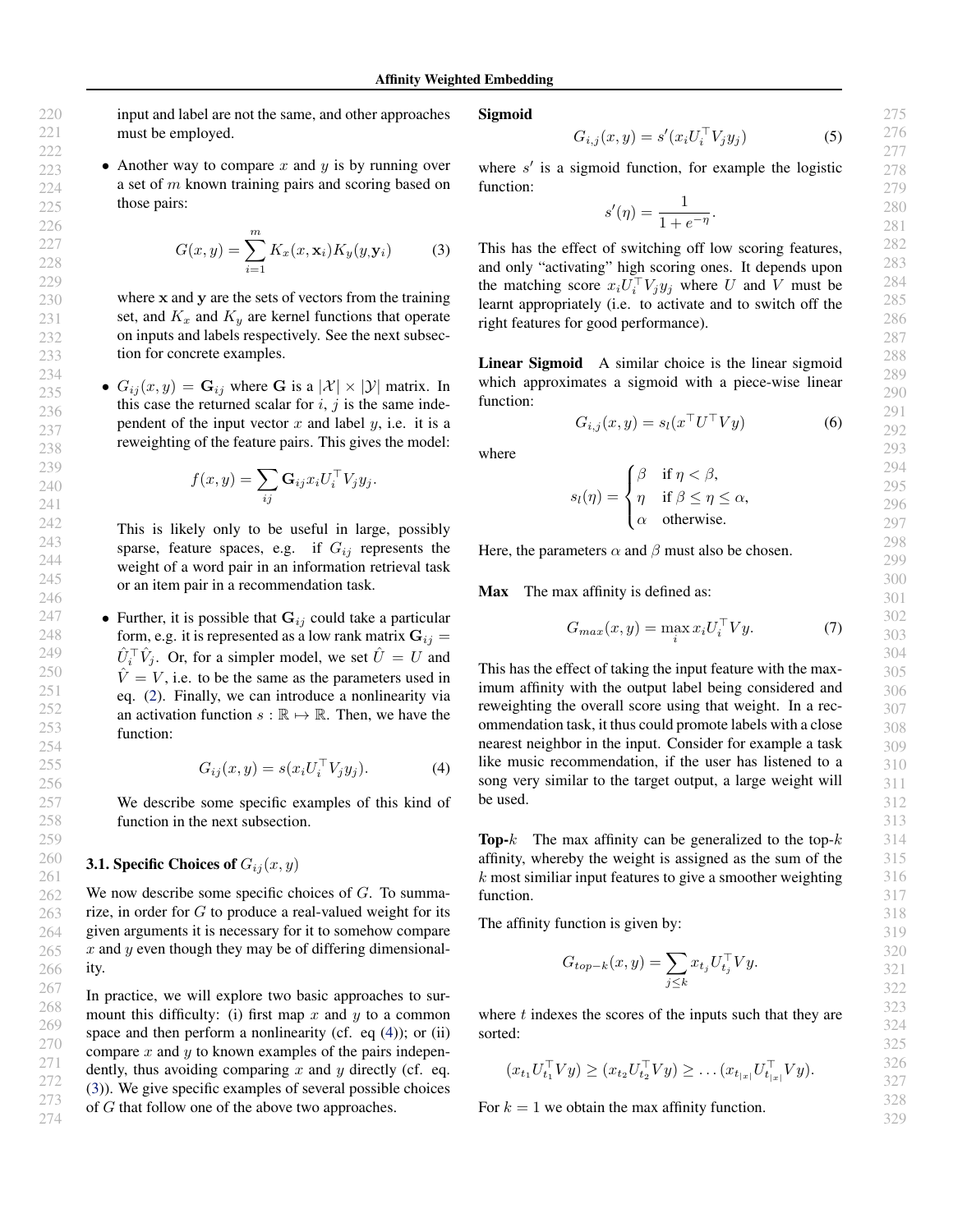input and label are not the same, and other approaches must be employed.

- Another way to compare $x$ and $y$ is by running over a set of $m$ known training pairs and scoring based on those pairs:

$$G(x, y) = \sum_{i=1}^{m} K_x(x, \mathbf{x}_i) K_y(y, \mathbf{y}_i) \tag{3}$$

  where $\mathbf{x}$ and $\mathbf{y}$ are the sets of vectors from the training set, and $K_x$ and $K_y$ are kernel functions that operate on inputs and labels respectively. See the next subsection for concrete examples.

- $G_{ij}(x, y) = \mathbf{G}_{ij}$ where $\mathbf{G}$ is a $|\mathcal{X}| \times |\mathcal{Y}|$ matrix. In this case the returned scalar for $i$, $j$ is the same independent of the input vector $x$ and label $y$, i.e. it is a reweighting of the feature pairs. This gives the model:

$$f(x, y) = \sum_{ij} \mathbf{G}_{ij} x_i U_i^\top V_j y_j.$$

  This is likely only to be useful in large, possibly sparse, feature spaces, e.g. if $G_{ij}$ represents the weight of a word pair in an information retrieval task or an item pair in a recommendation task.

- Further, it is possible that $\mathbf{G}_{ij}$ could take a particular form, e.g. it is represented as a low rank matrix $\mathbf{G}_{ij} = \hat{U}_i^\top \hat{V}_j$. Or, for a simpler model, we set $\hat{U} = U$ and $\hat{V} = V$, i.e. to be the same as the parameters used in eq. (2). Finally, we can introduce a nonlinearity via an activation function $s : \mathbb{R} \mapsto \mathbb{R}$. Then, we have the function:

$$G_{ij}(x, y) = s(x_i U_i^\top V_j y_j). \tag{4}$$

  We describe some specific examples of this kind of function in the next subsection.

### 3.1. Specific Choices of $G_{ij}(x, y)$

We now describe some specific choices of $G$. To summarize, in order for $G$ to produce a real-valued weight for its given arguments it is necessary for it to somehow compare $x$ and $y$ even though they may be of differing dimensionality.

In practice, we will explore two basic approaches to surmount this difficulty: (i) first map $x$ and $y$ to a common space and then perform a nonlinearity (cf. eq (4)); or (ii) compare $x$ and $y$ to known examples of the pairs independently, thus avoiding comparing $x$ and $y$ directly (cf. eq. (3)). We give specific examples of several possible choices of $G$ that follow one of the above two approaches.

**Sigmoid**

$$G_{i,j}(x, y) = s'(x_i U_i^\top V_j y_j) \tag{5}$$

where $s'$ is a sigmoid function, for example the logistic function:

$$s'(\eta) = \frac{1}{1 + e^{-\eta}}.$$

This has the effect of switching off low scoring features, and only "activating" high scoring ones. It depends upon the matching score $x_i U_i^\top V_j y_j$ where $U$ and $V$ must be learnt appropriately (i.e. to activate and to switch off the right features for good performance).

**Linear Sigmoid** A similar choice is the linear sigmoid which approximates a sigmoid with a piece-wise linear function:

$$G_{i,j}(x, y) = s_l(x^\top U^\top V y) \tag{6}$$

where

$$s_l(\eta) = \begin{cases} \beta & \text{if } \eta < \beta, \\ \eta & \text{if } \beta \leq \eta \leq \alpha, \\ \alpha & \text{otherwise.} \end{cases}$$

Here, the parameters $\alpha$ and $\beta$ must also be chosen.

**Max** The max affinity is defined as:

$$G_{max}(x, y) = \max_i x_i U_i^\top V y. \tag{7}$$

This has the effect of taking the input feature with the maximum affinity with the output label being considered and reweighting the overall score using that weight. In a recommendation task, it thus could promote labels with a close nearest neighbor in the input. Consider for example a task like music recommendation, if the user has listened to a song very similar to the target output, a large weight will be used.

**Top-$k$** The max affinity can be generalized to the top-$k$ affinity, whereby the weight is assigned as the sum of the $k$ most similiar input features to give a smoother weighting function.

The affinity function is given by:

$$G_{top-k}(x, y) = \sum_{j \leq k} x_{t_j} U_{t_j}^\top V y.$$

where $t$ indexes the scores of the inputs such that they are sorted:

$$(x_{t_1} U_{t_1}^\top V y) \geq (x_{t_2} U_{t_2}^\top V y) \geq \ldots (x_{t_{|x|}} U_{t_{|x|}}^\top V y).$$

For $k = 1$ we obtain the max affinity function.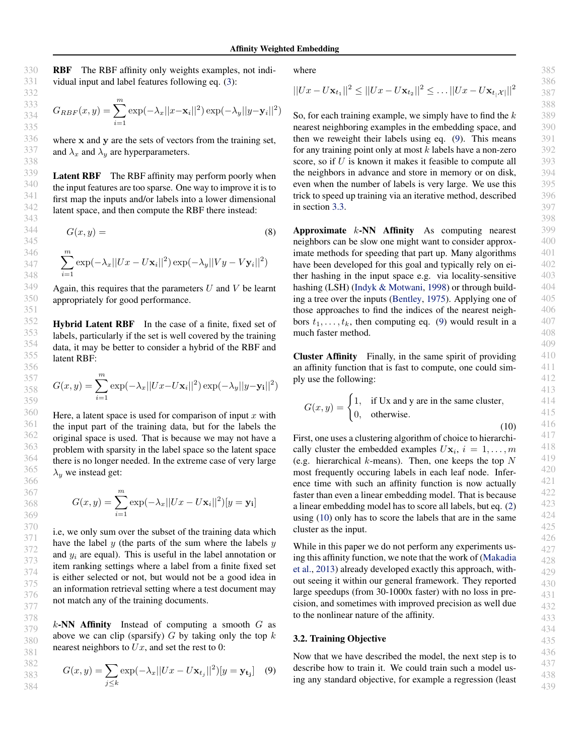**RBF** The RBF affinity only weights examples, not individual input and label features following eq. (3):

$$G_{RBF}(x,y) = \sum_{i=1}^{m} \exp(-\lambda_x ||x - \mathbf{x}_i||^2) \exp(-\lambda_y ||y - \mathbf{y}_i||^2)$$

where $\mathbf{x}$ and $\mathbf{y}$ are the sets of vectors from the training set, and $\lambda_x$ and $\lambda_y$ are hyperparameters.

**Latent RBF** The RBF affinity may perform poorly when the input features are too sparse. One way to improve it is to first map the inputs and/or labels into a lower dimensional latent space, and then compute the RBF there instead:

$$G(x,y) = \sum_{i=1}^{m} \exp(-\lambda_x ||Ux - U\mathbf{x}_i||^2) \exp(-\lambda_y ||Vy - V\mathbf{y}_i||^2) \quad (8)$$

Again, this requires that the parameters $U$ and $V$ be learnt appropriately for good performance.

**Hybrid Latent RBF** In the case of a finite, fixed set of labels, particularly if the set is well covered by the training data, it may be better to consider a hybrid of the RBF and latent RBF:

$$G(x,y) = \sum_{i=1}^{m} \exp(-\lambda_x ||Ux - U\mathbf{x}_i||^2) \exp(-\lambda_y ||y - \mathbf{y}_i||^2)$$

Here, a latent space is used for comparison of input $x$ with the input part of the training data, but for the labels the original space is used. That is because we may not have a problem with sparsity in the label space so the latent space there is no longer needed. In the extreme case of very large $\lambda_y$ we instead get:

$$G(x,y) = \sum_{i=1}^{m} \exp(-\lambda_x ||Ux - U\mathbf{x}_i||^2)[y = \mathbf{y_i}]$$

i.e, we only sum over the subset of the training data which have the label $y$ (the parts of the sum where the labels $y$ and $y_i$ are equal). This is useful in the label annotation or item ranking settings where a label from a finite fixed set is either selected or not, but would not be a good idea in an information retrieval setting where a test document may not match any of the training documents.

**$k$-NN Affinity** Instead of computing a smooth $G$ as above we can clip (sparsify) $G$ by taking only the top $k$ nearest neighbors to $Ux$, and set the rest to 0:

$$G(x,y) = \sum_{j \le k} \exp(-\lambda_x ||Ux - U\mathbf{x}_{t_j}||^2)[y = \mathbf{y_{t_j}}] \quad (9)$$

where

$$||Ux - U\mathbf{x}_{t_1}||^2 \le ||Ux - U\mathbf{x}_{t_2}||^2 \le \ldots ||Ux - U\mathbf{x}_{t_{|\mathcal{X}|}}||^2$$

So, for each training example, we simply have to find the $k$ nearest neighboring examples in the embedding space, and then we reweight their labels using eq. (9). This means for any training point only at most $k$ labels have a non-zero score, so if $U$ is known it makes it feasible to compute all the neighbors in advance and store in memory or on disk, even when the number of labels is very large. We use this trick to speed up training via an iterative method, described in section 3.3.

**Approximate $k$-NN Affinity** As computing nearest neighbors can be slow one might want to consider approximate methods for speeding that part up. Many algorithms have been developed for this goal and typically rely on either hashing in the input space e.g. via locality-sensitive hashing (LSH) (Indyk & Motwani, 1998) or through building a tree over the inputs (Bentley, 1975). Applying one of those approaches to find the indices of the nearest neighbors $t_1, \ldots, t_k$, then computing eq. (9) would result in a much faster method.

**Cluster Affinity** Finally, in the same spirit of providing an affinity function that is fast to compute, one could simply use the following:

$$G(x,y) = \begin{cases} 1, & \text{if Ux and y are in the same cluster,} \\ 0, & \text{otherwise.} \end{cases} \quad (10)$$

First, one uses a clustering algorithm of choice to hierarchically cluster the embedded examples $U\mathbf{x}_i$, $i = 1, \ldots, m$ (e.g. hierarchical $k$-means). Then, one keeps the top $N$ most frequently occuring labels in each leaf node. Inference time with such an affinity function is now actually faster than even a linear embedding model. That is because a linear embedding model has to score all labels, but eq. (2) using (10) only has to score the labels that are in the same cluster as the input.

While in this paper we do not perform any experiments using this affinity function, we note that the work of (Makadia et al., 2013) already developed exactly this approach, without seeing it within our general framework. They reported large speedups (from 30-1000x faster) with no loss in precision, and sometimes with improved precision as well due to the nonlinear nature of the affinity.

### 3.2. Training Objective

Now that we have described the model, the next step is to describe how to train it. We could train such a model using any standard objective, for example a regression (least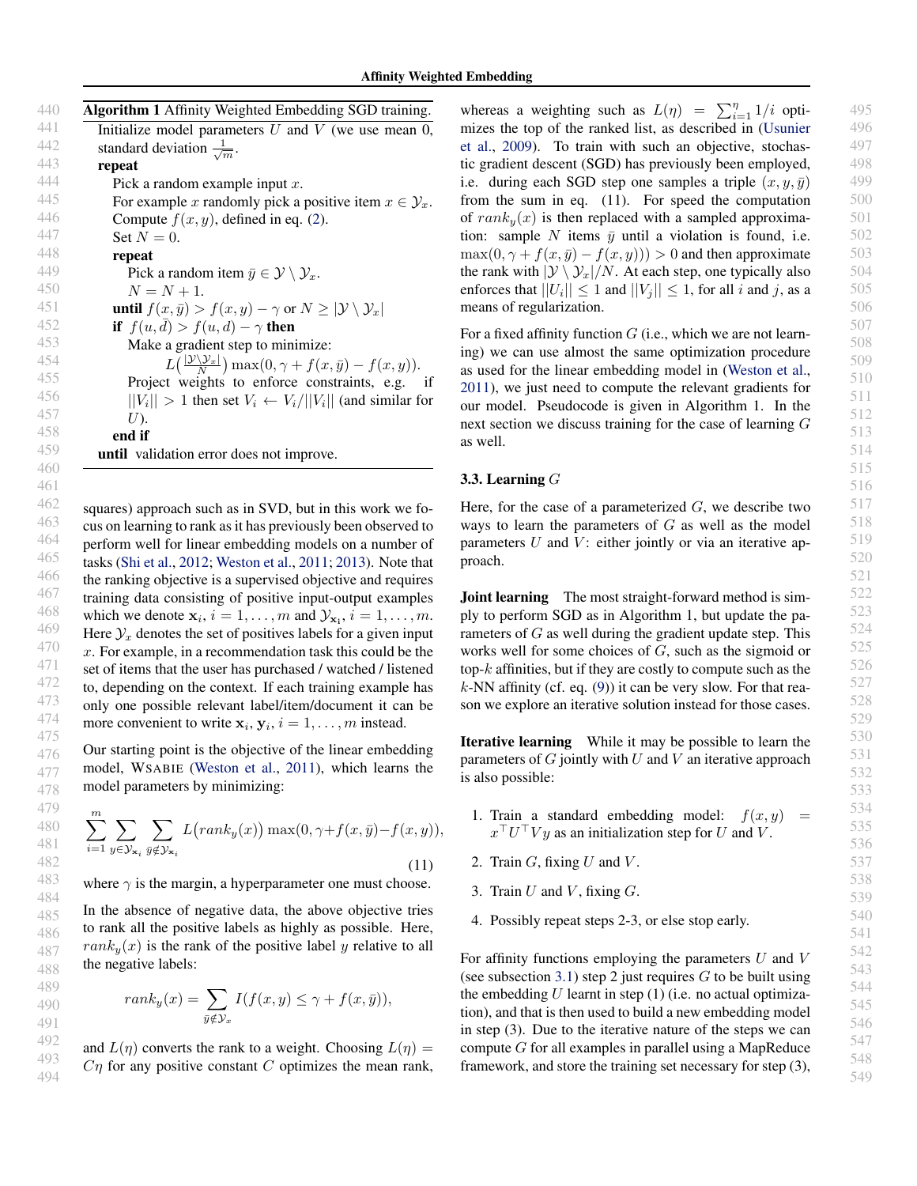**Algorithm 1** Affinity Weighted Embedding SGD training.

Initialize model parameters $U$ and $V$ (we use mean 0, standard deviation $\frac{1}{\sqrt{m}}$.
**repeat**
  Pick a random example input $x$.
  For example $x$ randomly pick a positive item $x \in \mathcal{Y}_x$.
  Compute $f(x, y)$, defined in eq. (2).
  Set $N = 0$.
  **repeat**
    Pick a random item $\bar{y} \in \mathcal{Y} \setminus \mathcal{Y}_x$.
    $N = N + 1$.
  **until** $f(x, \bar{y}) > f(x, y) - \gamma$ or $N \geq |\mathcal{Y} \setminus \mathcal{Y}_x|$
  **if** $f(u, \bar{d}) > f(u, d) - \gamma$ **then**
    Make a gradient step to minimize:
      $L\left(\frac{|\mathcal{Y} \setminus \mathcal{Y}_x|}{N}\right) \max(0, \gamma + f(x, \bar{y}) - f(x, y))$.
    Project weights to enforce constraints, e.g. if $||V_i|| > 1$ then set $V_i \leftarrow V_i / ||V_i||$ (and similar for $U$).
  **end if**
**until** validation error does not improve.

squares) approach such as in SVD, but in this work we focus on learning to rank as it has previously been observed to perform well for linear embedding models on a number of tasks (Shi et al., 2012; Weston et al., 2011; 2013). Note that the ranking objective is a supervised objective and requires training data consisting of positive input-output examples which we denote $\mathbf{x}_i, i = 1, \ldots, m$ and $\mathcal{Y}_{\mathbf{x}_i}, i = 1, \ldots, m$. Here $\mathcal{Y}_x$ denotes the set of positives labels for a given input $x$. For example, in a recommendation task this could be the set of items that the user has purchased / watched / listened to, depending on the context. If each training example has only one possible relevant label/item/document it can be more convenient to write $\mathbf{x}_i, \mathbf{y}_i, i = 1, \ldots, m$ instead.

Our starting point is the objective of the linear embedding model, WSABIE (Weston et al., 2011), which learns the model parameters by minimizing:

$$\sum_{i=1}^{m} \sum_{y \in \mathcal{Y}_{\mathbf{x}_i}} \sum_{\bar{y} \notin \mathcal{Y}_{\mathbf{x}_i}} L\big(rank_y(x)\big) \max(0, \gamma + f(x, \bar{y}) - f(x, y)), \tag{11}$$

where $\gamma$ is the margin, a hyperparameter one must choose.

In the absence of negative data, the above objective tries to rank all the positive labels as highly as possible. Here, $rank_y(x)$ is the rank of the positive label $y$ relative to all the negative labels:

$$rank_y(x) = \sum_{\bar{y} \notin \mathcal{Y}_x} I(f(x, y) \leq \gamma + f(x, \bar{y})),$$

and $L(\eta)$ converts the rank to a weight. Choosing $L(\eta) = C\eta$ for any positive constant $C$ optimizes the mean rank, whereas a weighting such as $L(\eta) = \sum_{i=1}^{\eta} 1/i$ optimizes the top of the ranked list, as described in (Usunier et al., 2009). To train with such an objective, stochastic gradient descent (SGD) has previously been employed, i.e. during each SGD step one samples a triple $(x, y, \bar{y})$ from the sum in eq. (11). For speed the computation of $rank_y(x)$ is then replaced with a sampled approximation: sample $N$ items $\bar{y}$ until a violation is found, i.e. $\max(0, \gamma + f(x, \bar{y}) - f(x, y))) > 0$ and then approximate the rank with $|\mathcal{Y} \setminus \mathcal{Y}_x|/N$. At each step, one typically also enforces that $||U_i|| \leq 1$ and $||V_j|| \leq 1$, for all $i$ and $j$, as a means of regularization.

For a fixed affinity function $G$ (i.e., which we are not learning) we can use almost the same optimization procedure as used for the linear embedding model in (Weston et al., 2011), we just need to compute the relevant gradients for our model. Pseudocode is given in Algorithm 1. In the next section we discuss training for the case of learning $G$ as well.

### 3.3. Learning $G$

Here, for the case of a parameterized $G$, we describe two ways to learn the parameters of $G$ as well as the model parameters $U$ and $V$: either jointly or via an iterative approach.

**Joint learning** The most straight-forward method is simply to perform SGD as in Algorithm 1, but update the parameters of $G$ as well during the gradient update step. This works well for some choices of $G$, such as the sigmoid or top-$k$ affinities, but if they are costly to compute such as the $k$-NN affinity (cf. eq. (9)) it can be very slow. For that reason we explore an iterative solution instead for those cases.

**Iterative learning** While it may be possible to learn the parameters of $G$ jointly with $U$ and $V$ an iterative approach is also possible:

1. Train a standard embedding model: $f(x, y) = x^\top U^\top V y$ as an initialization step for $U$ and $V$.
2. Train $G$, fixing $U$ and $V$.
3. Train $U$ and $V$, fixing $G$.
4. Possibly repeat steps 2-3, or else stop early.

For affinity functions employing the parameters $U$ and $V$ (see subsection 3.1) step 2 just requires $G$ to be built using the embedding $U$ learnt in step (1) (i.e. no actual optimization), and that is then used to build a new embedding model in step (3). Due to the iterative nature of the steps we can compute $G$ for all examples in parallel using a MapReduce framework, and store the training set necessary for step (3),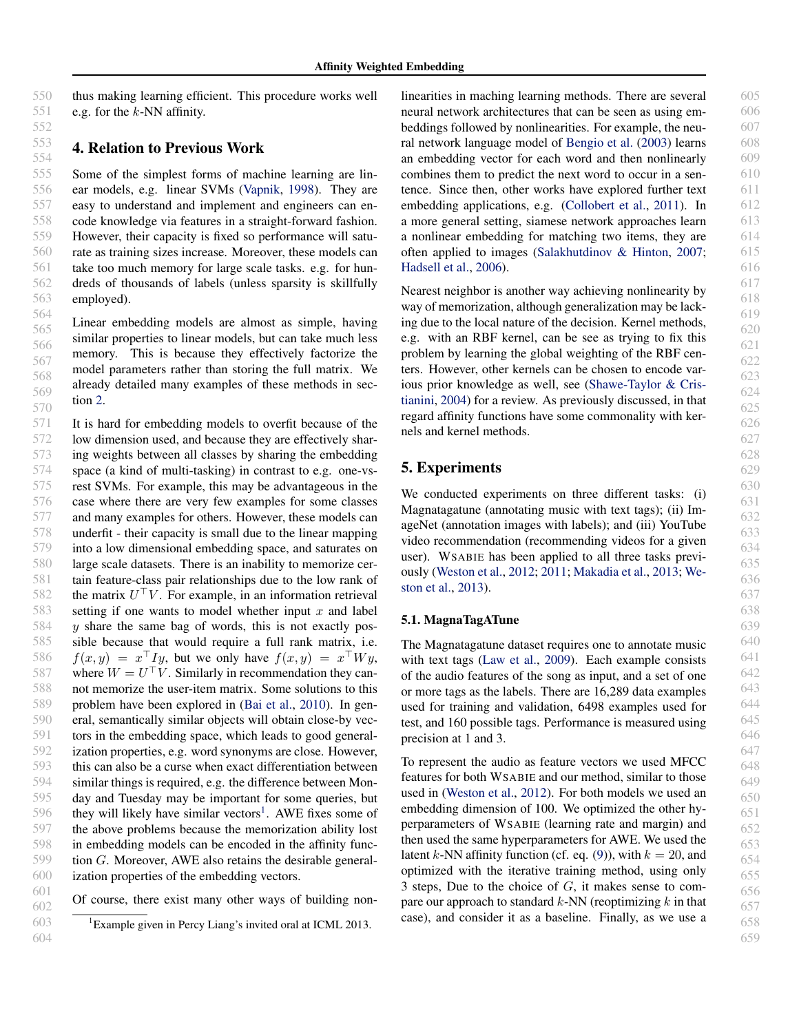thus making learning efficient. This procedure works well e.g. for the $k$-NN affinity.

## 4. Relation to Previous Work

Some of the simplest forms of machine learning are linear models, e.g. linear SVMs (Vapnik, 1998). They are easy to understand and implement and engineers can encode knowledge via features in a straight-forward fashion. However, their capacity is fixed so performance will saturate as training sizes increase. Moreover, these models can take too much memory for large scale tasks. e.g. for hundreds of thousands of labels (unless sparsity is skillfully employed).

Linear embedding models are almost as simple, having similar properties to linear models, but can take much less memory. This is because they effectively factorize the model parameters rather than storing the full matrix. We already detailed many examples of these methods in section 2.

It is hard for embedding models to overfit because of the low dimension used, and because they are effectively sharing weights between all classes by sharing the embedding space (a kind of multi-tasking) in contrast to e.g. one-vs-rest SVMs. For example, this may be advantageous in the case where there are very few examples for some classes and many examples for others. However, these models can underfit - their capacity is small due to the linear mapping into a low dimensional embedding space, and saturates on large scale datasets. There is an inability to memorize certain feature-class pair relationships due to the low rank of the matrix $U^\top V$. For example, in an information retrieval setting if one wants to model whether input $x$ and label $y$ share the same bag of words, this is not exactly possible because that would require a full rank matrix, i.e. $f(x, y) = x^\top I y$, but we only have $f(x, y) = x^\top W y$, where $W = U^\top V$. Similarly in recommendation they cannot memorize the user-item matrix. Some solutions to this problem have been explored in (Bai et al., 2010). In general, semantically similar objects will obtain close-by vectors in the embedding space, which leads to good generalization properties, e.g. word synonyms are close. However, this can also be a curse when exact differentiation between similar things is required, e.g. the difference between Monday and Tuesday may be important for some queries, but they will likely have similar vectors[1]. AWE fixes some of the above problems because the memorization ability lost in embedding models can be encoded in the affinity function $G$. Moreover, AWE also retains the desirable generalization properties of the embedding vectors.

Of course, there exist many other ways of building nonlinearities in maching learning methods. There are several neural network architectures that can be seen as using embeddings followed by nonlinearities. For example, the neural network language model of Bengio et al. (2003) learns an embedding vector for each word and then nonlinearly combines them to predict the next word to occur in a sentence. Since then, other works have explored further text embedding applications, e.g. (Collobert et al., 2011). In a more general setting, siamese network approaches learn a nonlinear embedding for matching two items, they are often applied to images (Salakhutdinov & Hinton, 2007; Hadsell et al., 2006).

Nearest neighbor is another way achieving nonlinearity by way of memorization, although generalization may be lacking due to the local nature of the decision. Kernel methods, e.g. with an RBF kernel, can be see as trying to fix this problem by learning the global weighting of the RBF centers. However, other kernels can be chosen to encode various prior knowledge as well, see (Shawe-Taylor & Cristianini, 2004) for a review. As previously discussed, in that regard affinity functions have some commonality with kernels and kernel methods.

## 5. Experiments

We conducted experiments on three different tasks: (i) Magnatagatune (annotating music with text tags); (ii) ImageNet (annotation images with labels); and (iii) YouTube video recommendation (recommending videos for a given user). WSABIE has been applied to all three tasks previously (Weston et al., 2012; 2011; Makadia et al., 2013; Weston et al., 2013).

### 5.1. MagnaTagATune

The Magnatagatune dataset requires one to annotate music with text tags (Law et al., 2009). Each example consists of the audio features of the song as input, and a set of one or more tags as the labels. There are 16,289 data examples used for training and validation, 6498 examples used for test, and 160 possible tags. Performance is measured using precision at 1 and 3.

To represent the audio as feature vectors we used MFCC features for both WSABIE and our method, similar to those used in (Weston et al., 2012). For both models we used an embedding dimension of 100. We optimized the other hyperparameters of WSABIE (learning rate and margin) and then used the same hyperparameters for AWE. We used the latent $k$-NN affinity function (cf. eq. (9)), with $k = 20$, and optimized with the iterative training method, using only 3 steps, Due to the choice of $G$, it makes sense to compare our approach to standard $k$-NN (reoptimizing $k$ in that case), and consider it as a baseline. Finally, as we use a

[1] Example given in Percy Liang's invited oral at ICML 2013.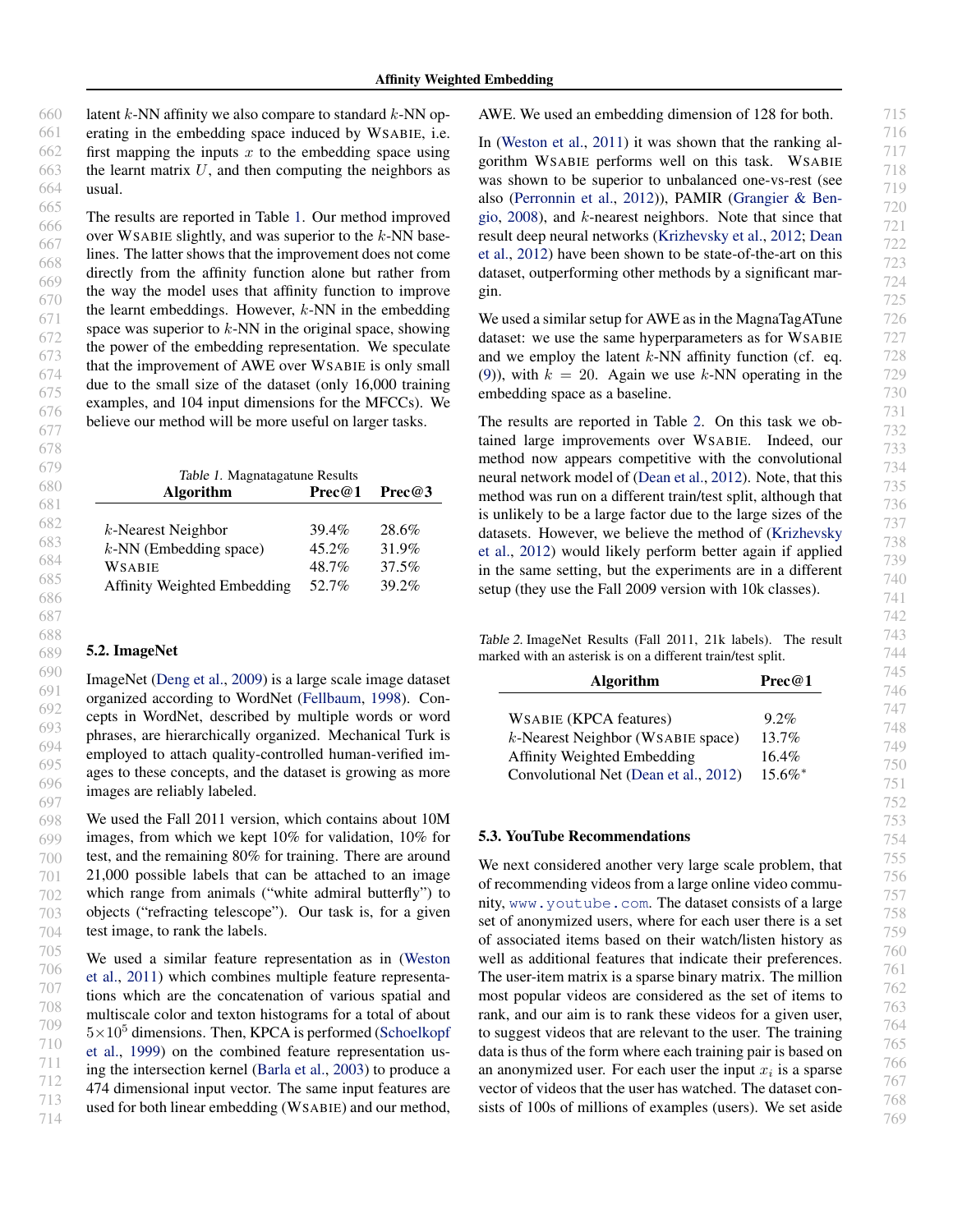latent $k$-NN affinity we also compare to standard $k$-NN operating in the embedding space induced by WSABIE, i.e. first mapping the inputs $x$ to the embedding space using the learnt matrix $U$, and then computing the neighbors as usual.

The results are reported in Table 1. Our method improved over WSABIE slightly, and was superior to the $k$-NN baselines. The latter shows that the improvement does not come directly from the affinity function alone but rather from the way the model uses that affinity function to improve the learnt embeddings. However, $k$-NN in the embedding space was superior to $k$-NN in the original space, showing the power of the embedding representation. We speculate that the improvement of AWE over WSABIE is only small due to the small size of the dataset (only 16,000 training examples, and 104 input dimensions for the MFCCs). We believe our method will be more useful on larger tasks.

*Table 1.* Magnatagatune Results

| Algorithm | Prec@1 | Prec@3 |
|---|---|---|
| $k$-Nearest Neighbor | 39.4% | 28.6% |
| $k$-NN (Embedding space) | 45.2% | 31.9% |
| WSABIE | 48.7% | 37.5% |
| Affinity Weighted Embedding | 52.7% | 39.2% |

## 5.2. ImageNet

ImageNet (Deng et al., 2009) is a large scale image dataset organized according to WordNet (Fellbaum, 1998). Concepts in WordNet, described by multiple words or word phrases, are hierarchically organized. Mechanical Turk is employed to attach quality-controlled human-verified images to these concepts, and the dataset is growing as more images are reliably labeled.

We used the Fall 2011 version, which contains about 10M images, from which we kept 10% for validation, 10% for test, and the remaining 80% for training. There are around 21,000 possible labels that can be attached to an image which range from animals ("white admiral butterfly") to objects ("refracting telescope"). Our task is, for a given test image, to rank the labels.

We used a similar feature representation as in (Weston et al., 2011) which combines multiple feature representations which are the concatenation of various spatial and multiscale color and texton histograms for a total of about $5 \times 10^5$ dimensions. Then, KPCA is performed (Schoelkopf et al., 1999) on the combined feature representation using the intersection kernel (Barla et al., 2003) to produce a 474 dimensional input vector. The same input features are used for both linear embedding (WSABIE) and our method, AWE. We used an embedding dimension of 128 for both.

In (Weston et al., 2011) it was shown that the ranking algorithm WSABIE performs well on this task. WSABIE was shown to be superior to unbalanced one-vs-rest (see also (Perronnin et al., 2012)), PAMIR (Grangier & Bengio, 2008), and $k$-nearest neighbors. Note that since that result deep neural networks (Krizhevsky et al., 2012; Dean et al., 2012) have been shown to be state-of-the-art on this dataset, outperforming other methods by a significant margin.

We used a similar setup for AWE as in the MagnaTagATune dataset: we use the same hyperparameters as for WSABIE and we employ the latent $k$-NN affinity function (cf. eq. (9)), with $k = 20$. Again we use $k$-NN operating in the embedding space as a baseline.

The results are reported in Table 2. On this task we obtained large improvements over WSABIE. Indeed, our method now appears competitive with the convolutional neural network model of (Dean et al., 2012). Note, that this method was run on a different train/test split, although that is unlikely to be a large factor due to the large sizes of the datasets. However, we believe the method of (Krizhevsky et al., 2012) would likely perform better again if applied in the same setting, but the experiments are in a different setup (they use the Fall 2009 version with 10k classes).

*Table 2.* ImageNet Results (Fall 2011, 21k labels). The result marked with an asterisk is on a different train/test split.

| Algorithm | Prec@1 |
|---|---|
| WSABIE (KPCA features) | 9.2% |
| $k$-Nearest Neighbor (WSABIE space) | 13.7% |
| Affinity Weighted Embedding | 16.4% |
| Convolutional Net (Dean et al., 2012) | 15.6%* |

## 5.3. YouTube Recommendations

We next considered another very large scale problem, that of recommending videos from a large online video community, www.youtube.com. The dataset consists of a large set of anonymized users, where for each user there is a set of associated items based on their watch/listen history as well as additional features that indicate their preferences. The user-item matrix is a sparse binary matrix. The million most popular videos are considered as the set of items to rank, and our aim is to rank these videos for a given user, to suggest videos that are relevant to the user. The training data is thus of the form where each training pair is based on an anonymized user. For each user the input $x_i$ is a sparse vector of videos that the user has watched. The dataset consists of 100s of millions of examples (users). We set aside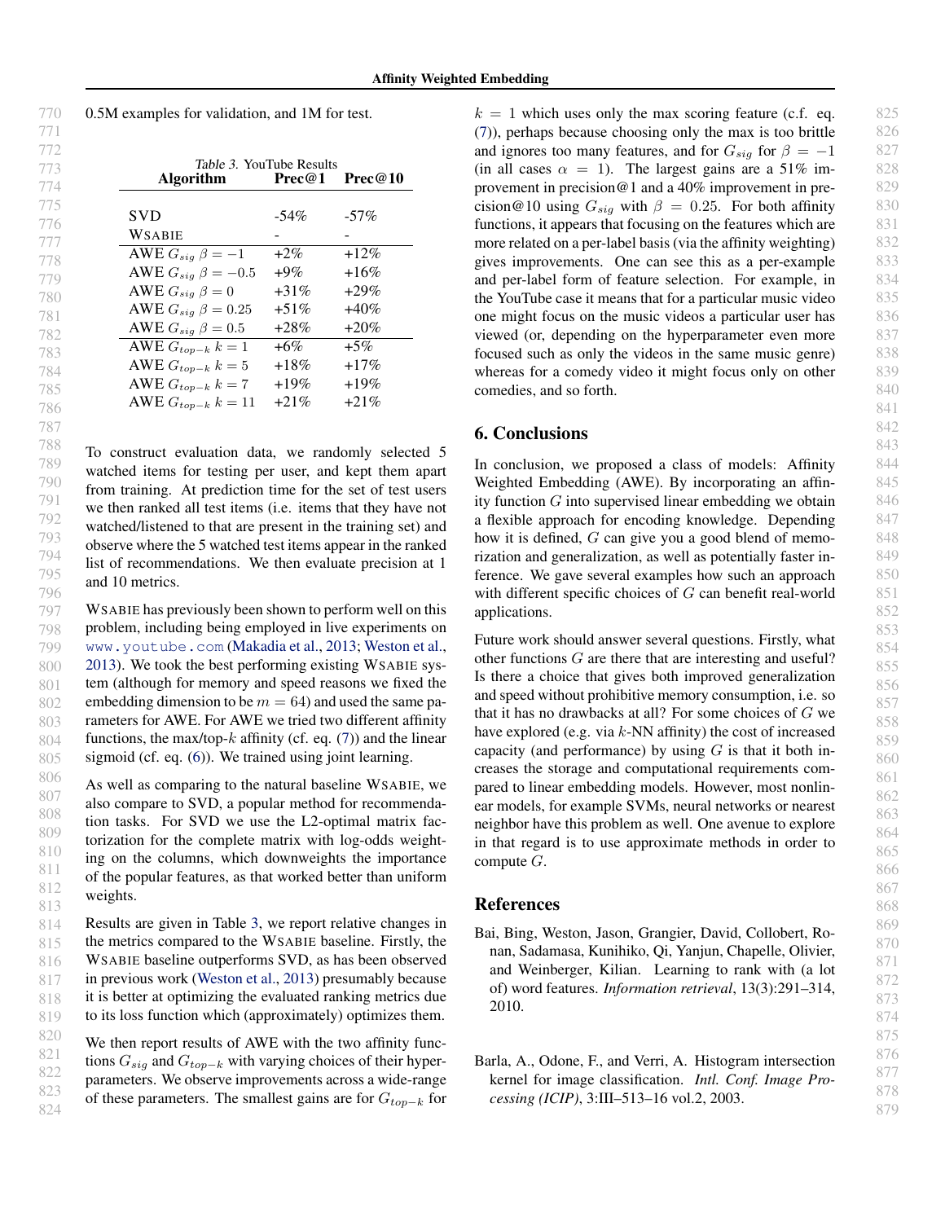0.5M examples for validation, and 1M for test.

Table 3. YouTube Results

| Algorithm | Prec@1 | Prec@10 |
|---|---|---|
| SVD | -54% | -57% |
| WSABIE | - | - |
| AWE $G_{sig}$ $\beta = -1$ | +2% | +12% |
| AWE $G_{sig}$ $\beta = -0.5$ | +9% | +16% |
| AWE $G_{sig}$ $\beta = 0$ | +31% | +29% |
| AWE $G_{sig}$ $\beta = 0.25$ | +51% | +40% |
| AWE $G_{sig}$ $\beta = 0.5$ | +28% | +20% |
| AWE $G_{top-k}$ $k = 1$ | +6% | +5% |
| AWE $G_{top-k}$ $k = 5$ | +18% | +17% |
| AWE $G_{top-k}$ $k = 7$ | +19% | +19% |
| AWE $G_{top-k}$ $k = 11$ | +21% | +21% |

To construct evaluation data, we randomly selected 5 watched items for testing per user, and kept them apart from training. At prediction time for the set of test users we then ranked all test items (i.e. items that they have not watched/listened to that are present in the training set) and observe where the 5 watched test items appear in the ranked list of recommendations. We then evaluate precision at 1 and 10 metrics.

WSABIE has previously been shown to perform well on this problem, including being employed in live experiments on www.youtube.com (Makadia et al., 2013; Weston et al., 2013). We took the best performing existing WSABIE system (although for memory and speed reasons we fixed the embedding dimension to be $m = 64$) and used the same parameters for AWE. For AWE we tried two different affinity functions, the max/top-$k$ affinity (cf. eq. (7)) and the linear sigmoid (cf. eq. (6)). We trained using joint learning.

As well as comparing to the natural baseline WSABIE, we also compare to SVD, a popular method for recommendation tasks. For SVD we use the L2-optimal matrix factorization for the complete matrix with log-odds weighting on the columns, which downweights the importance of the popular features, as that worked better than uniform weights.

Results are given in Table 3, we report relative changes in the metrics compared to the WSABIE baseline. Firstly, the WSABIE baseline outperforms SVD, as has been observed in previous work (Weston et al., 2013) presumably because it is better at optimizing the evaluated ranking metrics due to its loss function which (approximately) optimizes them.

We then report results of AWE with the two affinity functions $G_{sig}$ and $G_{top-k}$ with varying choices of their hyperparameters. We observe improvements across a wide-range of these parameters. The smallest gains are for $G_{top-k}$ for $k = 1$ which uses only the max scoring feature (c.f. eq. (7)), perhaps because choosing only the max is too brittle and ignores too many features, and for $G_{sig}$ for $\beta = -1$ (in all cases $\alpha = 1$). The largest gains are a 51% improvement in precision@1 and a 40% improvement in precision@10 using $G_{sig}$ with $\beta = 0.25$. For both affinity functions, it appears that focusing on the features which are more related on a per-label basis (via the affinity weighting) gives improvements. One can see this as a per-example and per-label form of feature selection. For example, in the YouTube case it means that for a particular music video one might focus on the music videos a particular user has viewed (or, depending on the hyperparameter even more focused such as only the videos in the same music genre) whereas for a comedy video it might focus only on other comedies, and so forth.

## 6. Conclusions

In conclusion, we proposed a class of models: Affinity Weighted Embedding (AWE). By incorporating an affinity function $G$ into supervised linear embedding we obtain a flexible approach for encoding knowledge. Depending how it is defined, $G$ can give you a good blend of memorization and generalization, as well as potentially faster inference. We gave several examples how such an approach with different specific choices of $G$ can benefit real-world applications.

Future work should answer several questions. Firstly, what other functions $G$ are there that are interesting and useful? Is there a choice that gives both improved generalization and speed without prohibitive memory consumption, i.e. so that it has no drawbacks at all? For some choices of $G$ we have explored (e.g. via $k$-NN affinity) the cost of increased capacity (and performance) by using $G$ is that it both increases the storage and computational requirements compared to linear embedding models. However, most nonlinear models, for example SVMs, neural networks or nearest neighbor have this problem as well. One avenue to explore in that regard is to use approximate methods in order to compute $G$.

## References

Bai, Bing, Weston, Jason, Grangier, David, Collobert, Ronan, Sadamasa, Kunihiko, Qi, Yanjun, Chapelle, Olivier, and Weinberger, Kilian. Learning to rank with (a lot of) word features. *Information retrieval*, 13(3):291–314, 2010.

Barla, A., Odone, F., and Verri, A. Histogram intersection kernel for image classification. *Intl. Conf. Image Processing (ICIP)*, 3:III–513–16 vol.2, 2003.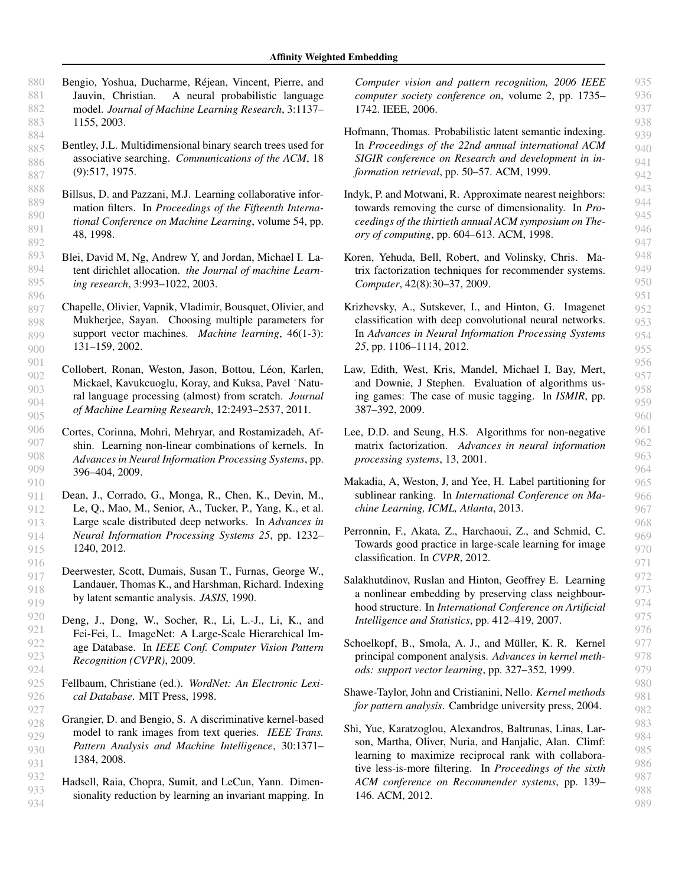Bengio, Yoshua, Ducharme, Réjean, Vincent, Pierre, and Jauvin, Christian. A neural probabilistic language model. *Journal of Machine Learning Research*, 3:1137–1155, 2003.

Bentley, J.L. Multidimensional binary search trees used for associative searching. *Communications of the ACM*, 18 (9):517, 1975.

Billsus, D. and Pazzani, M.J. Learning collaborative information filters. In *Proceedings of the Fifteenth International Conference on Machine Learning*, volume 54, pp. 48, 1998.

Blei, David M, Ng, Andrew Y, and Jordan, Michael I. Latent dirichlet allocation. *the Journal of machine Learning research*, 3:993–1022, 2003.

Chapelle, Olivier, Vapnik, Vladimir, Bousquet, Olivier, and Mukherjee, Sayan. Choosing multiple parameters for support vector machines. *Machine learning*, 46(1-3): 131–159, 2002.

Collobert, Ronan, Weston, Jason, Bottou, Léon, Karlen, Mickael, Kavukcuoglu, Koray, and Kuksa, Pavel ˙ Natural language processing (almost) from scratch. *Journal of Machine Learning Research*, 12:2493–2537, 2011.

Cortes, Corinna, Mohri, Mehryar, and Rostamizadeh, Afshin. Learning non-linear combinations of kernels. In *Advances in Neural Information Processing Systems*, pp. 396–404, 2009.

Dean, J., Corrado, G., Monga, R., Chen, K., Devin, M., Le, Q., Mao, M., Senior, A., Tucker, P., Yang, K., et al. Large scale distributed deep networks. In *Advances in Neural Information Processing Systems 25*, pp. 1232–1240, 2012.

Deerwester, Scott, Dumais, Susan T., Furnas, George W., Landauer, Thomas K., and Harshman, Richard. Indexing by latent semantic analysis. *JASIS*, 1990.

Deng, J., Dong, W., Socher, R., Li, L.-J., Li, K., and Fei-Fei, L. ImageNet: A Large-Scale Hierarchical Image Database. In *IEEE Conf. Computer Vision Pattern Recognition (CVPR)*, 2009.

Fellbaum, Christiane (ed.). *WordNet: An Electronic Lexical Database*. MIT Press, 1998.

Grangier, D. and Bengio, S. A discriminative kernel-based model to rank images from text queries. *IEEE Trans. Pattern Analysis and Machine Intelligence*, 30:1371–1384, 2008.

Hadsell, Raia, Chopra, Sumit, and LeCun, Yann. Dimensionality reduction by learning an invariant mapping. In *Computer vision and pattern recognition, 2006 IEEE computer society conference on*, volume 2, pp. 1735–1742. IEEE, 2006.

Hofmann, Thomas. Probabilistic latent semantic indexing. In *Proceedings of the 22nd annual international ACM SIGIR conference on Research and development in information retrieval*, pp. 50–57. ACM, 1999.

Indyk, P. and Motwani, R. Approximate nearest neighbors: towards removing the curse of dimensionality. In *Proceedings of the thirtieth annual ACM symposium on Theory of computing*, pp. 604–613. ACM, 1998.

Koren, Yehuda, Bell, Robert, and Volinsky, Chris. Matrix factorization techniques for recommender systems. *Computer*, 42(8):30–37, 2009.

Krizhevsky, A., Sutskever, I., and Hinton, G. Imagenet classification with deep convolutional neural networks. In *Advances in Neural Information Processing Systems 25*, pp. 1106–1114, 2012.

Law, Edith, West, Kris, Mandel, Michael I, Bay, Mert, and Downie, J Stephen. Evaluation of algorithms using games: The case of music tagging. In *ISMIR*, pp. 387–392, 2009.

Lee, D.D. and Seung, H.S. Algorithms for non-negative matrix factorization. *Advances in neural information processing systems*, 13, 2001.

Makadia, A, Weston, J, and Yee, H. Label partitioning for sublinear ranking. In *International Conference on Machine Learning, ICML, Atlanta*, 2013.

Perronnin, F., Akata, Z., Harchaoui, Z., and Schmid, C. Towards good practice in large-scale learning for image classification. In *CVPR*, 2012.

Salakhutdinov, Ruslan and Hinton, Geoffrey E. Learning a nonlinear embedding by preserving class neighbourhood structure. In *International Conference on Artificial Intelligence and Statistics*, pp. 412–419, 2007.

Schoelkopf, B., Smola, A. J., and Müller, K. R. Kernel principal component analysis. *Advances in kernel methods: support vector learning*, pp. 327–352, 1999.

Shawe-Taylor, John and Cristianini, Nello. *Kernel methods for pattern analysis*. Cambridge university press, 2004.

Shi, Yue, Karatzoglou, Alexandros, Baltrunas, Linas, Larson, Martha, Oliver, Nuria, and Hanjalic, Alan. Climf: learning to maximize reciprocal rank with collaborative less-is-more filtering. In *Proceedings of the sixth ACM conference on Recommender systems*, pp. 139–146. ACM, 2012.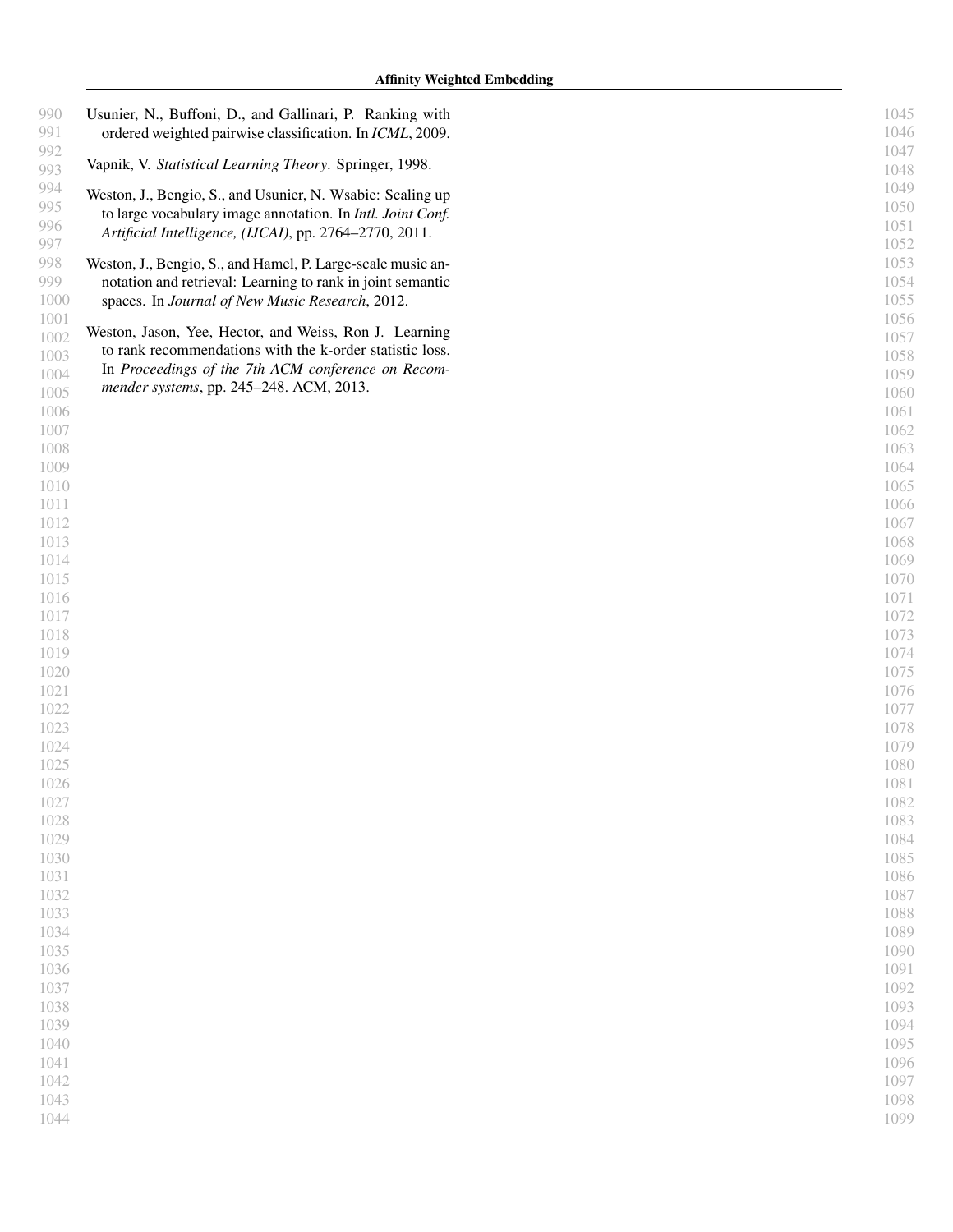Usunier, N., Buffoni, D., and Gallinari, P. Ranking with ordered weighted pairwise classification. In *ICML*, 2009.

Vapnik, V. *Statistical Learning Theory*. Springer, 1998.

Weston, J., Bengio, S., and Usunier, N. Wsabie: Scaling up to large vocabulary image annotation. In *Intl. Joint Conf. Artificial Intelligence, (IJCAI)*, pp. 2764–2770, 2011.

Weston, J., Bengio, S., and Hamel, P. Large-scale music annotation and retrieval: Learning to rank in joint semantic spaces. In *Journal of New Music Research*, 2012.

Weston, Jason, Yee, Hector, and Weiss, Ron J. Learning to rank recommendations with the k-order statistic loss. In *Proceedings of the 7th ACM conference on Recommender systems*, pp. 245–248. ACM, 2013.